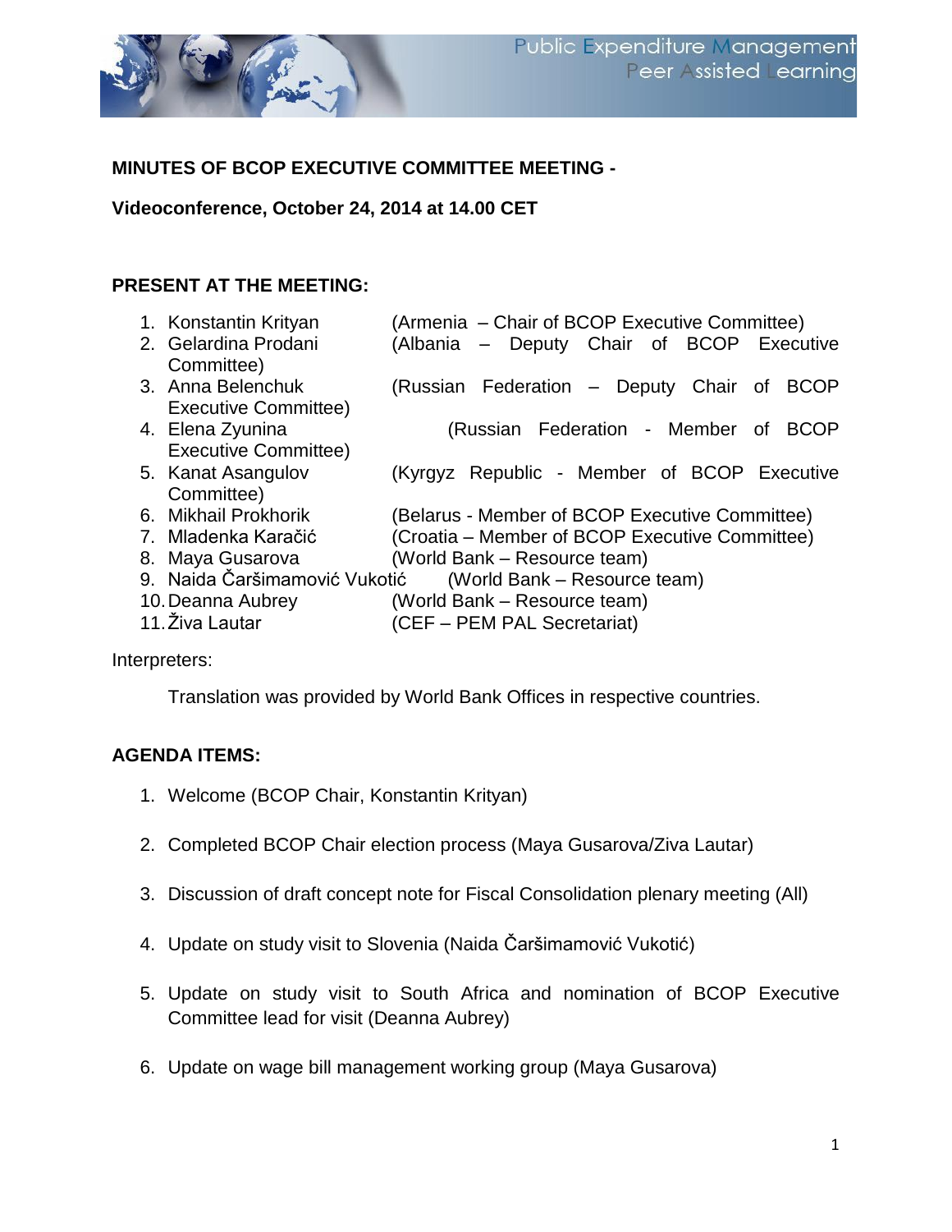**MINUTES OF BCOP EXECUTIVE COMMITTEE MEETING -**

**Videoconference, October 24, 2014 at 14.00 CET**

**PRESENT AT THE MEETING:**

1. Konstantin Krityan (Armenia – Chair of BCOP Executive Committee)
2. Gelardina Prodani (Albania – Deputy Chair of BCOP Executive Committee)
3. Anna Belenchuk (Russian Federation – Deputy Chair of BCOP Executive Committee)
4. Elena Zyunina (Russian Federation - Member of BCOP Executive Committee)
5. Kanat Asangulov (Kyrgyz Republic - Member of BCOP Executive Committee)
6. Mikhail Prokhorik (Belarus - Member of BCOP Executive Committee)
7. Mladenka Karačić (Croatia – Member of BCOP Executive Committee)
8. Maya Gusarova (World Bank – Resource team)
9. Naida Čaršimamović Vukotić (World Bank – Resource team)
10. Deanna Aubrey (World Bank – Resource team)
11. Živa Lautar (CEF – PEM PAL Secretariat)

Interpreters:

Translation was provided by World Bank Offices in respective countries.

**AGENDA ITEMS:**

1. Welcome (BCOP Chair, Konstantin Krityan)
2. Completed BCOP Chair election process (Maya Gusarova/Ziva Lautar)
3. Discussion of draft concept note for Fiscal Consolidation plenary meeting (All)
4. Update on study visit to Slovenia (Naida Čaršimamović Vukotić)
5. Update on study visit to South Africa and nomination of BCOP Executive Committee lead for visit (Deanna Aubrey)
6. Update on wage bill management working group (Maya Gusarova)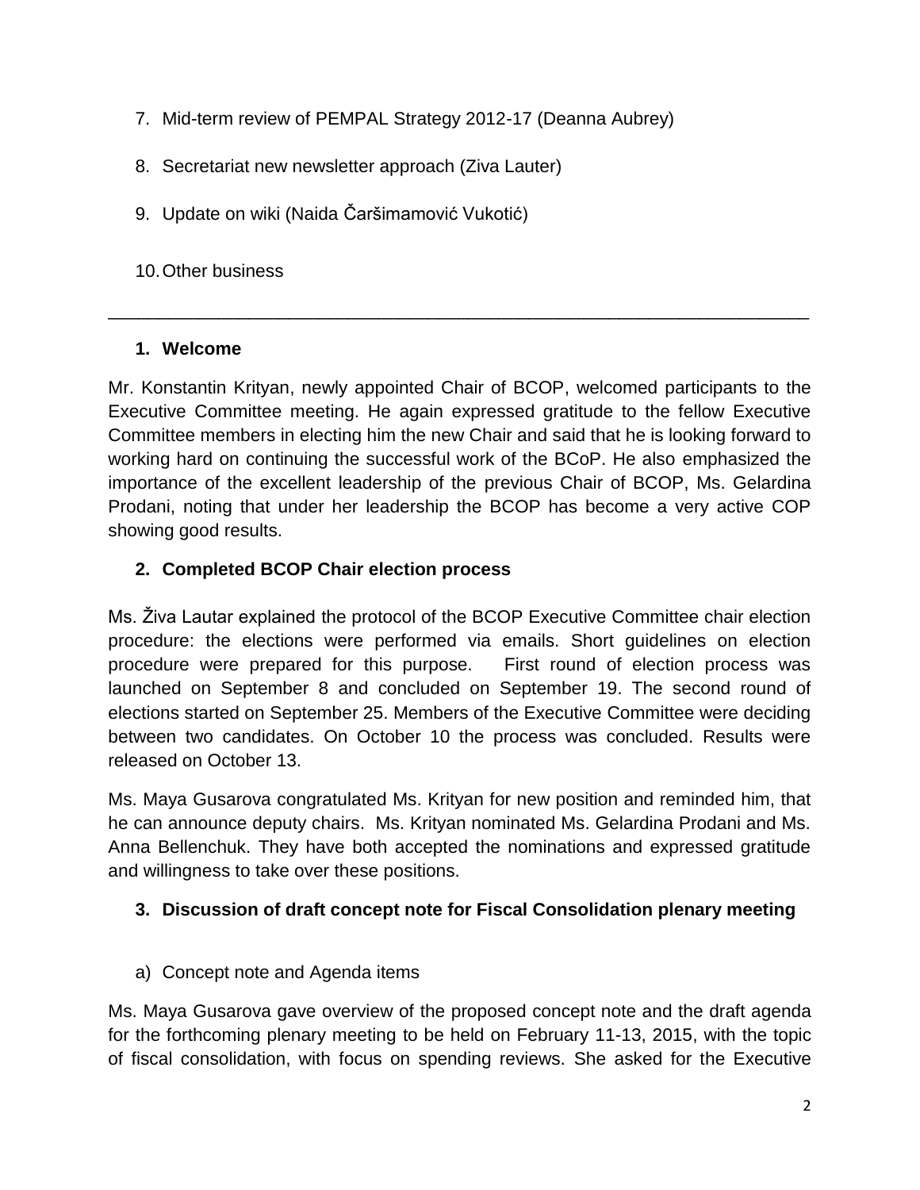7. Mid-term review of PEMPAL Strategy 2012-17 (Deanna Aubrey)

8. Secretariat new newsletter approach (Ziva Lauter)

9. Update on wiki (Naida Čaršimamović Vukotić)

10. Other business

---

## 1. Welcome

Mr. Konstantin Krityan, newly appointed Chair of BCOP, welcomed participants to the Executive Committee meeting. He again expressed gratitude to the fellow Executive Committee members in electing him the new Chair and said that he is looking forward to working hard on continuing the successful work of the BCoP. He also emphasized the importance of the excellent leadership of the previous Chair of BCOP, Ms. Gelardina Prodani, noting that under her leadership the BCOP has become a very active COP showing good results.

## 2. Completed BCOP Chair election process

Ms. Živa Lautar explained the protocol of the BCOP Executive Committee chair election procedure: the elections were performed via emails. Short guidelines on election procedure were prepared for this purpose. First round of election process was launched on September 8 and concluded on September 19. The second round of elections started on September 25. Members of the Executive Committee were deciding between two candidates. On October 10 the process was concluded. Results were released on October 13.

Ms. Maya Gusarova congratulated Ms. Krityan for new position and reminded him, that he can announce deputy chairs. Ms. Krityan nominated Ms. Gelardina Prodani and Ms. Anna Bellenchuk. They have both accepted the nominations and expressed gratitude and willingness to take over these positions.

## 3. Discussion of draft concept note for Fiscal Consolidation plenary meeting

a) Concept note and Agenda items

Ms. Maya Gusarova gave overview of the proposed concept note and the draft agenda for the forthcoming plenary meeting to be held on February 11-13, 2015, with the topic of fiscal consolidation, with focus on spending reviews. She asked for the Executive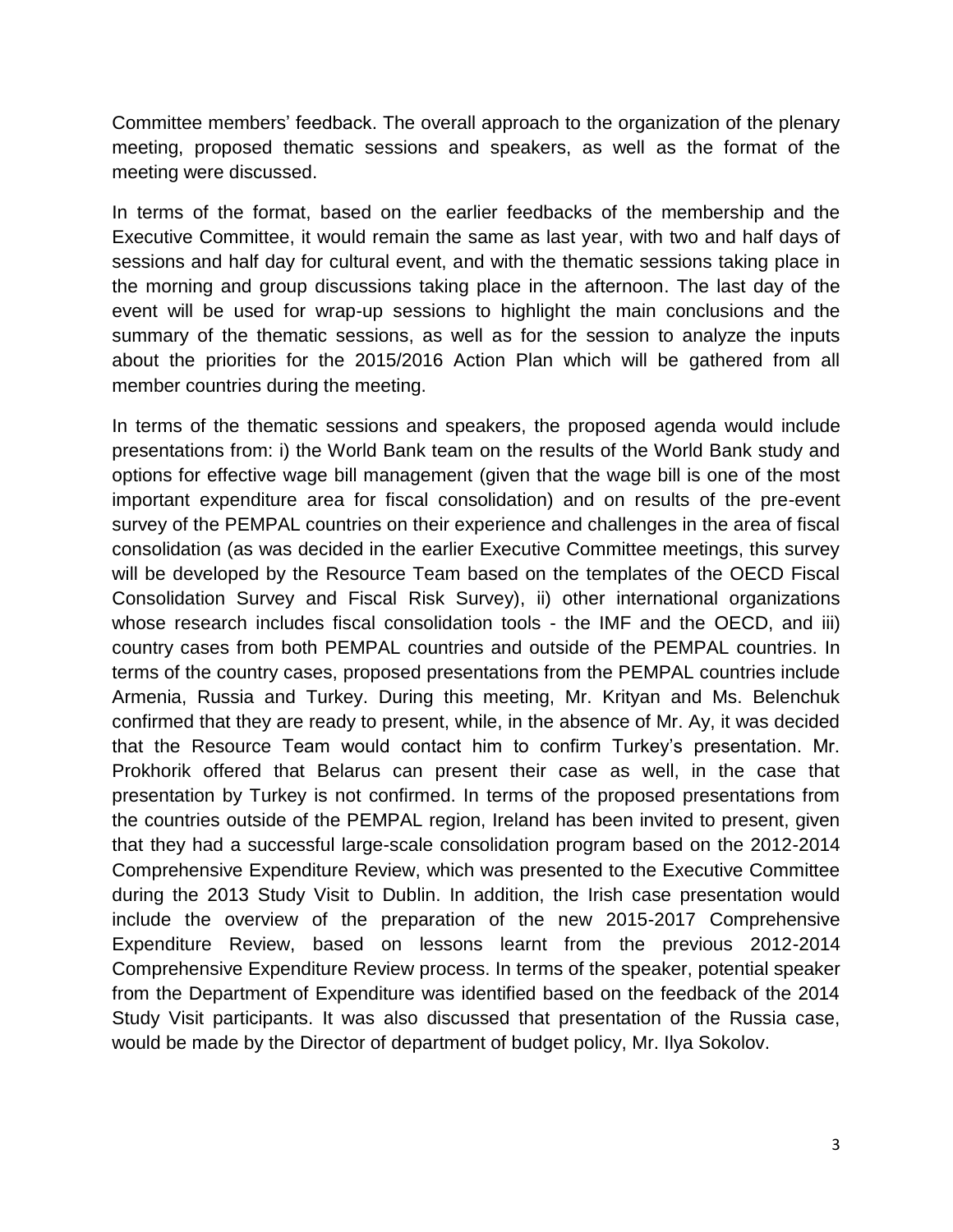Committee members' feedback. The overall approach to the organization of the plenary meeting, proposed thematic sessions and speakers, as well as the format of the meeting were discussed.

In terms of the format, based on the earlier feedbacks of the membership and the Executive Committee, it would remain the same as last year, with two and half days of sessions and half day for cultural event, and with the thematic sessions taking place in the morning and group discussions taking place in the afternoon. The last day of the event will be used for wrap-up sessions to highlight the main conclusions and the summary of the thematic sessions, as well as for the session to analyze the inputs about the priorities for the 2015/2016 Action Plan which will be gathered from all member countries during the meeting.

In terms of the thematic sessions and speakers, the proposed agenda would include presentations from: i) the World Bank team on the results of the World Bank study and options for effective wage bill management (given that the wage bill is one of the most important expenditure area for fiscal consolidation) and on results of the pre-event survey of the PEMPAL countries on their experience and challenges in the area of fiscal consolidation (as was decided in the earlier Executive Committee meetings, this survey will be developed by the Resource Team based on the templates of the OECD Fiscal Consolidation Survey and Fiscal Risk Survey), ii) other international organizations whose research includes fiscal consolidation tools - the IMF and the OECD, and iii) country cases from both PEMPAL countries and outside of the PEMPAL countries. In terms of the country cases, proposed presentations from the PEMPAL countries include Armenia, Russia and Turkey. During this meeting, Mr. Krityan and Ms. Belenchuk confirmed that they are ready to present, while, in the absence of Mr. Ay, it was decided that the Resource Team would contact him to confirm Turkey's presentation. Mr. Prokhorik offered that Belarus can present their case as well, in the case that presentation by Turkey is not confirmed. In terms of the proposed presentations from the countries outside of the PEMPAL region, Ireland has been invited to present, given that they had a successful large-scale consolidation program based on the 2012-2014 Comprehensive Expenditure Review, which was presented to the Executive Committee during the 2013 Study Visit to Dublin. In addition, the Irish case presentation would include the overview of the preparation of the new 2015-2017 Comprehensive Expenditure Review, based on lessons learnt from the previous 2012-2014 Comprehensive Expenditure Review process. In terms of the speaker, potential speaker from the Department of Expenditure was identified based on the feedback of the 2014 Study Visit participants. It was also discussed that presentation of the Russia case, would be made by the Director of department of budget policy, Mr. Ilya Sokolov.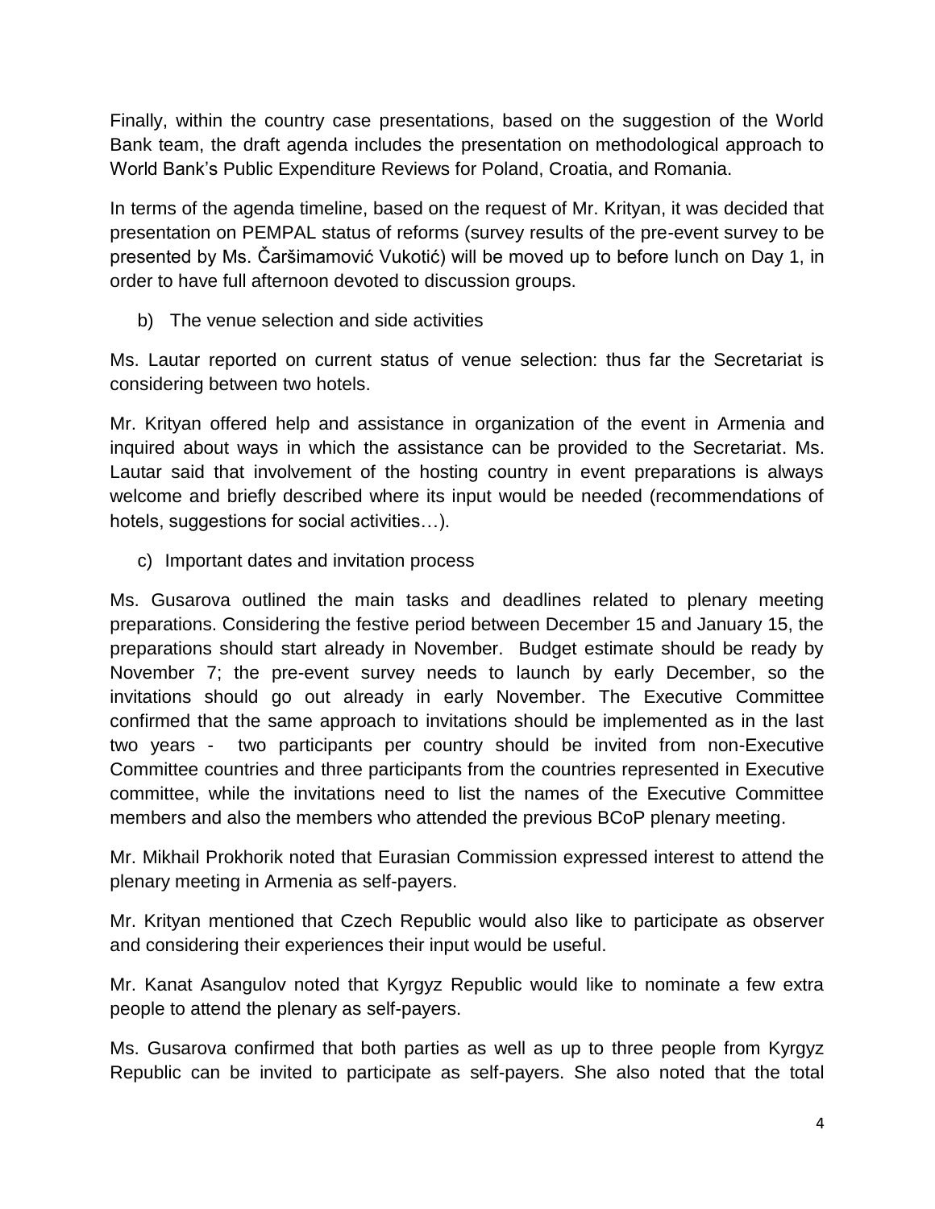Finally, within the country case presentations, based on the suggestion of the World Bank team, the draft agenda includes the presentation on methodological approach to World Bank's Public Expenditure Reviews for Poland, Croatia, and Romania.

In terms of the agenda timeline, based on the request of Mr. Krityan, it was decided that presentation on PEMPAL status of reforms (survey results of the pre-event survey to be presented by Ms. Čaršimamović Vukotić) will be moved up to before lunch on Day 1, in order to have full afternoon devoted to discussion groups.

b) The venue selection and side activities

Ms. Lautar reported on current status of venue selection: thus far the Secretariat is considering between two hotels.

Mr. Krityan offered help and assistance in organization of the event in Armenia and inquired about ways in which the assistance can be provided to the Secretariat. Ms. Lautar said that involvement of the hosting country in event preparations is always welcome and briefly described where its input would be needed (recommendations of hotels, suggestions for social activities…).

c) Important dates and invitation process

Ms. Gusarova outlined the main tasks and deadlines related to plenary meeting preparations. Considering the festive period between December 15 and January 15, the preparations should start already in November. Budget estimate should be ready by November 7; the pre-event survey needs to launch by early December, so the invitations should go out already in early November. The Executive Committee confirmed that the same approach to invitations should be implemented as in the last two years - two participants per country should be invited from non-Executive Committee countries and three participants from the countries represented in Executive committee, while the invitations need to list the names of the Executive Committee members and also the members who attended the previous BCoP plenary meeting.

Mr. Mikhail Prokhorik noted that Eurasian Commission expressed interest to attend the plenary meeting in Armenia as self-payers.

Mr. Krityan mentioned that Czech Republic would also like to participate as observer and considering their experiences their input would be useful.

Mr. Kanat Asangulov noted that Kyrgyz Republic would like to nominate a few extra people to attend the plenary as self-payers.

Ms. Gusarova confirmed that both parties as well as up to three people from Kyrgyz Republic can be invited to participate as self-payers. She also noted that the total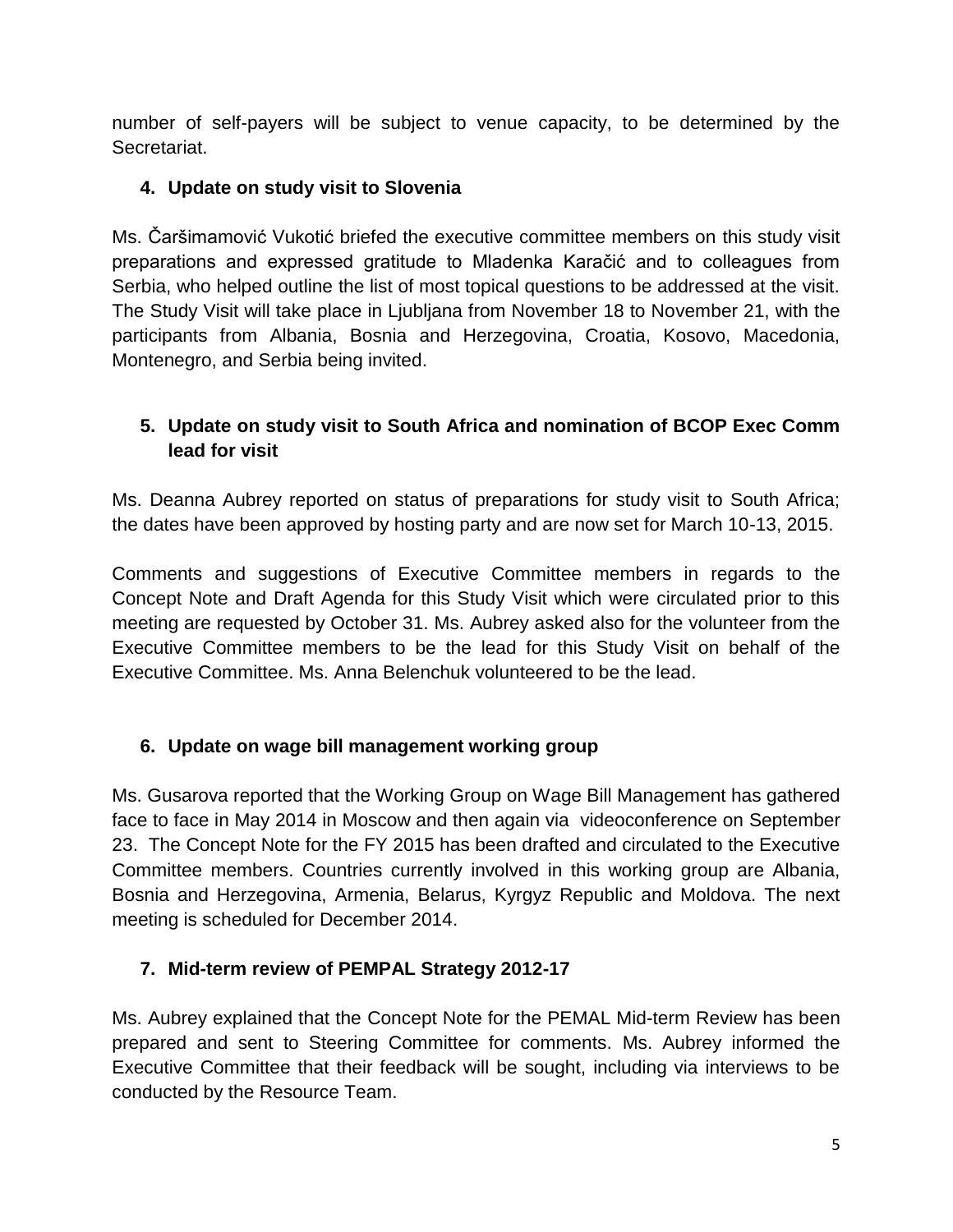number of self-payers will be subject to venue capacity, to be determined by the Secretariat.

## 4. Update on study visit to Slovenia

Ms. Čaršimamović Vukotić briefed the executive committee members on this study visit preparations and expressed gratitude to Mladenka Karačić and to colleagues from Serbia, who helped outline the list of most topical questions to be addressed at the visit. The Study Visit will take place in Ljubljana from November 18 to November 21, with the participants from Albania, Bosnia and Herzegovina, Croatia, Kosovo, Macedonia, Montenegro, and Serbia being invited.

## 5. Update on study visit to South Africa and nomination of BCOP Exec Comm lead for visit

Ms. Deanna Aubrey reported on status of preparations for study visit to South Africa; the dates have been approved by hosting party and are now set for March 10-13, 2015.

Comments and suggestions of Executive Committee members in regards to the Concept Note and Draft Agenda for this Study Visit which were circulated prior to this meeting are requested by October 31. Ms. Aubrey asked also for the volunteer from the Executive Committee members to be the lead for this Study Visit on behalf of the Executive Committee. Ms. Anna Belenchuk volunteered to be the lead.

## 6. Update on wage bill management working group

Ms. Gusarova reported that the Working Group on Wage Bill Management has gathered face to face in May 2014 in Moscow and then again via videoconference on September 23. The Concept Note for the FY 2015 has been drafted and circulated to the Executive Committee members. Countries currently involved in this working group are Albania, Bosnia and Herzegovina, Armenia, Belarus, Kyrgyz Republic and Moldova. The next meeting is scheduled for December 2014.

## 7. Mid-term review of PEMPAL Strategy 2012-17

Ms. Aubrey explained that the Concept Note for the PEMAL Mid-term Review has been prepared and sent to Steering Committee for comments. Ms. Aubrey informed the Executive Committee that their feedback will be sought, including via interviews to be conducted by the Resource Team.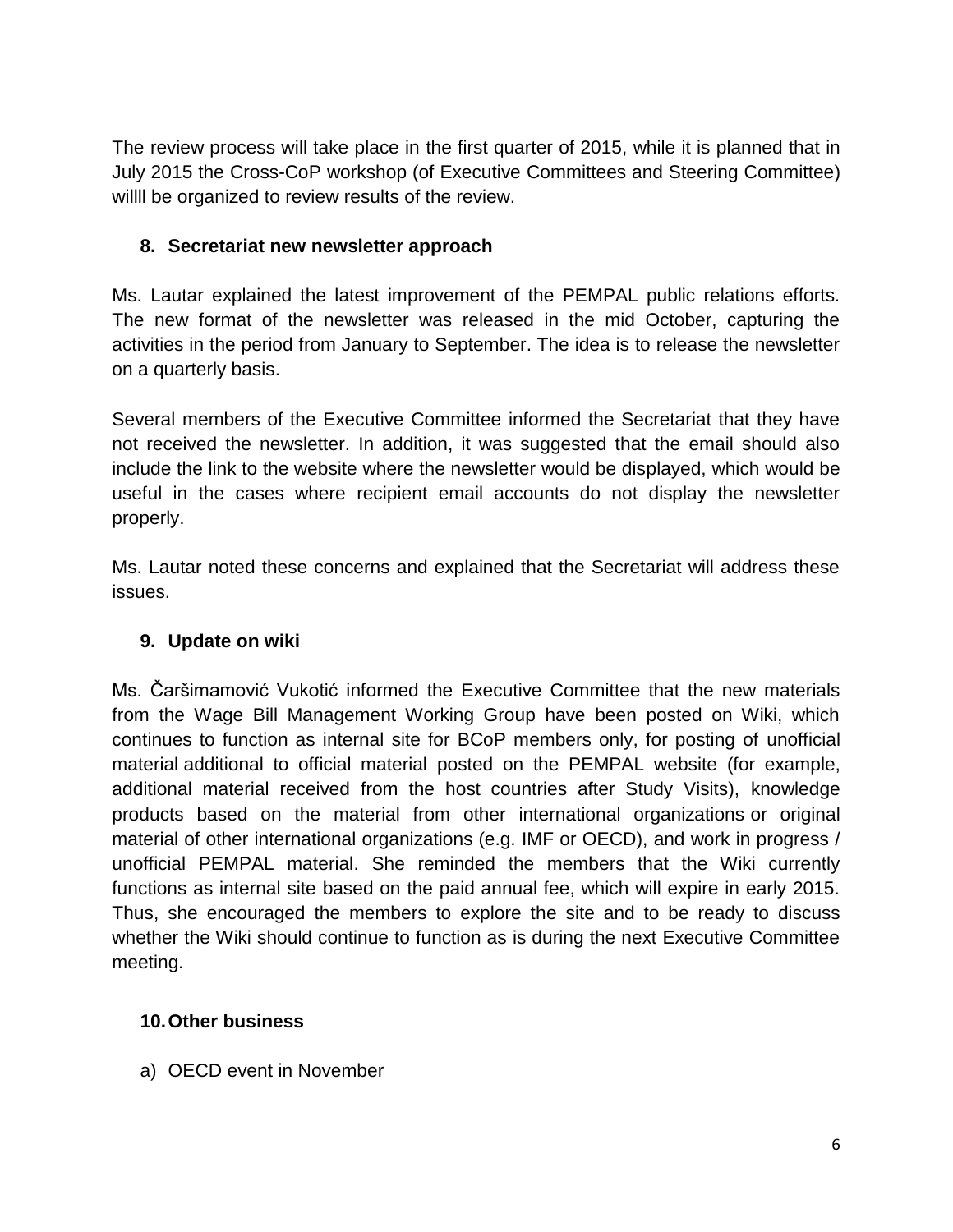The review process will take place in the first quarter of 2015, while it is planned that in July 2015 the Cross-CoP workshop (of Executive Committees and Steering Committee) willll be organized to review results of the review.

## 8. Secretariat new newsletter approach

Ms. Lautar explained the latest improvement of the PEMPAL public relations efforts. The new format of the newsletter was released in the mid October, capturing the activities in the period from January to September. The idea is to release the newsletter on a quarterly basis.

Several members of the Executive Committee informed the Secretariat that they have not received the newsletter. In addition, it was suggested that the email should also include the link to the website where the newsletter would be displayed, which would be useful in the cases where recipient email accounts do not display the newsletter properly.

Ms. Lautar noted these concerns and explained that the Secretariat will address these issues.

## 9. Update on wiki

Ms. Čaršimamović Vukotić informed the Executive Committee that the new materials from the Wage Bill Management Working Group have been posted on Wiki, which continues to function as internal site for BCoP members only, for posting of unofficial material additional to official material posted on the PEMPAL website (for example, additional material received from the host countries after Study Visits), knowledge products based on the material from other international organizations or original material of other international organizations (e.g. IMF or OECD), and work in progress / unofficial PEMPAL material. She reminded the members that the Wiki currently functions as internal site based on the paid annual fee, which will expire in early 2015. Thus, she encouraged the members to explore the site and to be ready to discuss whether the Wiki should continue to function as is during the next Executive Committee meeting.

## 10. Other business

a) OECD event in November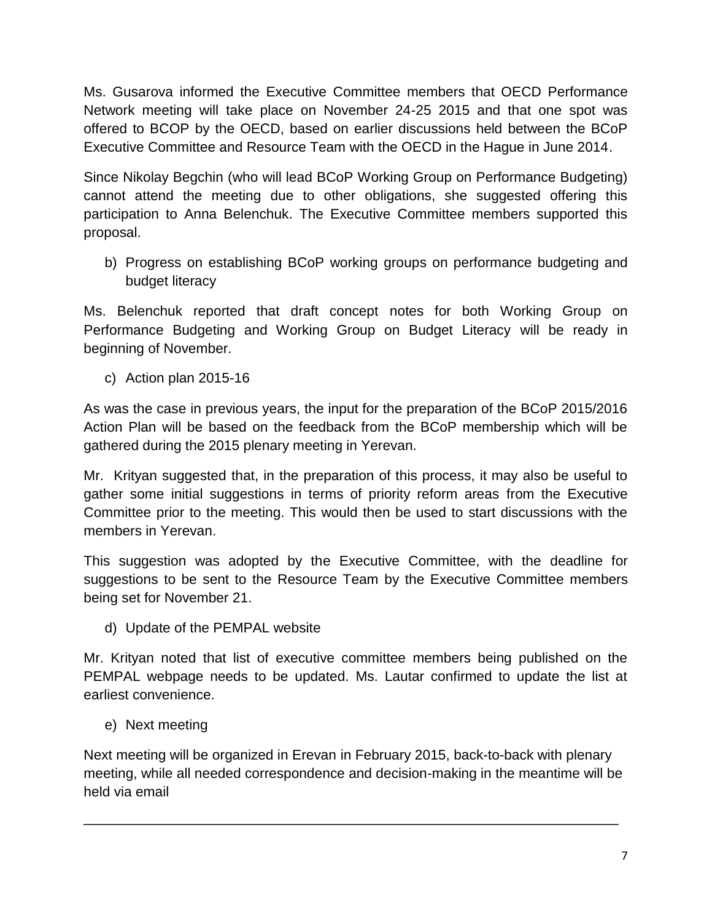Ms. Gusarova informed the Executive Committee members that OECD Performance Network meeting will take place on November 24-25 2015 and that one spot was offered to BCOP by the OECD, based on earlier discussions held between the BCoP Executive Committee and Resource Team with the OECD in the Hague in June 2014.

Since Nikolay Begchin (who will lead BCoP Working Group on Performance Budgeting) cannot attend the meeting due to other obligations, she suggested offering this participation to Anna Belenchuk. The Executive Committee members supported this proposal.

b) Progress on establishing BCoP working groups on performance budgeting and budget literacy

Ms. Belenchuk reported that draft concept notes for both Working Group on Performance Budgeting and Working Group on Budget Literacy will be ready in beginning of November.

c) Action plan 2015-16

As was the case in previous years, the input for the preparation of the BCoP 2015/2016 Action Plan will be based on the feedback from the BCoP membership which will be gathered during the 2015 plenary meeting in Yerevan.

Mr. Krityan suggested that, in the preparation of this process, it may also be useful to gather some initial suggestions in terms of priority reform areas from the Executive Committee prior to the meeting. This would then be used to start discussions with the members in Yerevan.

This suggestion was adopted by the Executive Committee, with the deadline for suggestions to be sent to the Resource Team by the Executive Committee members being set for November 21.

d) Update of the PEMPAL website

Mr. Krityan noted that list of executive committee members being published on the PEMPAL webpage needs to be updated. Ms. Lautar confirmed to update the list at earliest convenience.

e) Next meeting

Next meeting will be organized in Erevan in February 2015, back-to-back with plenary meeting, while all needed correspondence and decision-making in the meantime will be held via email

---